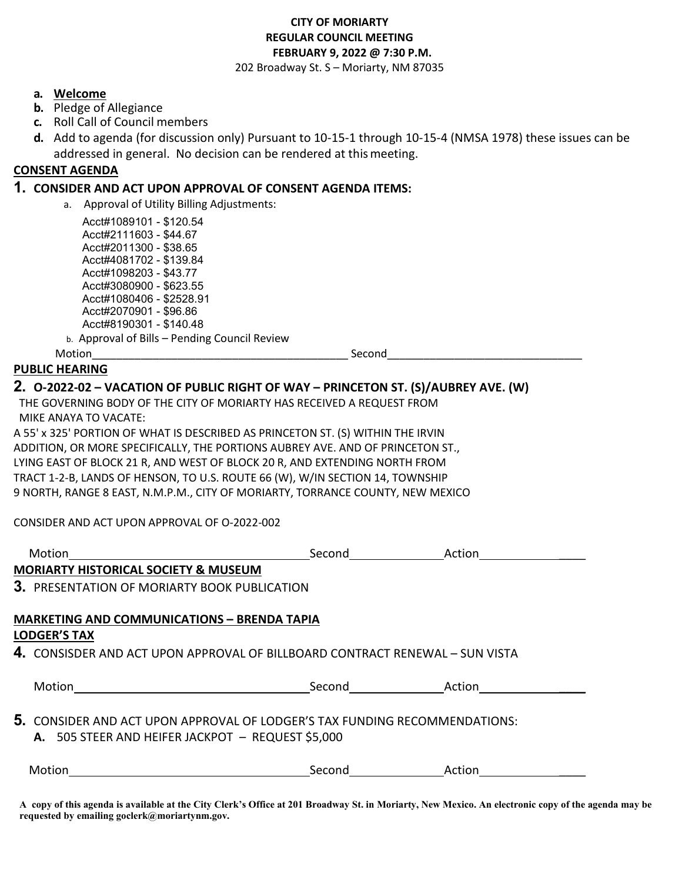**CITY OF MORIARTY**
**REGULAR COUNCIL MEETING**
**FEBRUARY 9, 2022 @ 7:30 P.M.**
202 Broadway St. S – Moriarty, NM 87035

- **a. Welcome**
- **b.** Pledge of Allegiance
- **c.** Roll Call of Council members
- **d.** Add to agenda (for discussion only) Pursuant to 10-15-1 through 10-15-4 (NMSA 1978) these issues can be addressed in general. No decision can be rendered at this meeting.

## CONSENT AGENDA

### 1. CONSIDER AND ACT UPON APPROVAL OF CONSENT AGENDA ITEMS:

a. Approval of Utility Billing Adjustments:

Acct#1089101 - $120.54
Acct#2111603 - $44.67
Acct#2011300 - $38.65
Acct#4081702 - $139.84
Acct#1098203 - $43.77
Acct#3080900 - $623.55
Acct#1080406 - $2528.91
Acct#2070901 - $96.86
Acct#8190301 - $140.48

b. Approval of Bills – Pending Council Review

Motion__________________________ Second__________________________

## PUBLIC HEARING

### 2. O-2022-02 – VACATION OF PUBLIC RIGHT OF WAY – PRINCETON ST. (S)/AUBREY AVE. (W)

THE GOVERNING BODY OF THE CITY OF MORIARTY HAS RECEIVED A REQUEST FROM MIKE ANAYA TO VACATE:

A 55' x 325' PORTION OF WHAT IS DESCRIBED AS PRINCETON ST. (S) WITHIN THE IRVIN ADDITION, OR MORE SPECIFICALLY, THE PORTIONS AUBREY AVE. AND OF PRINCETON ST., LYING EAST OF BLOCK 21 R, AND WEST OF BLOCK 20 R, AND EXTENDING NORTH FROM TRACT 1-2-B, LANDS OF HENSON, TO U.S. ROUTE 66 (W), W/IN SECTION 14, TOWNSHIP 9 NORTH, RANGE 8 EAST, N.M.P.M., CITY OF MORIARTY, TORRANCE COUNTY, NEW MEXICO

CONSIDER AND ACT UPON APPROVAL OF O-2022-002

Motion__________________________ Second______________ Action______________

## MORIARTY HISTORICAL SOCIETY & MUSEUM

### 3. PRESENTATION OF MORIARTY BOOK PUBLICATION

## MARKETING AND COMMUNICATIONS – BRENDA TAPIA

## LODGER'S TAX

### 4. CONSISDER AND ACT UPON APPROVAL OF BILLBOARD CONTRACT RENEWAL – SUN VISTA

Motion__________________________ Second______________ Action______________

### 5. CONSIDER AND ACT UPON APPROVAL OF LODGER'S TAX FUNDING RECOMMENDATIONS:

**A.** 505 STEER AND HEIFER JACKPOT – REQUEST $5,000

Motion__________________________ Second______________ Action______________

**A copy of this agenda is available at the City Clerk's Office at 201 Broadway St. in Moriarty, New Mexico. An electronic copy of the agenda may be requested by emailing goclerk@moriartynm.gov.**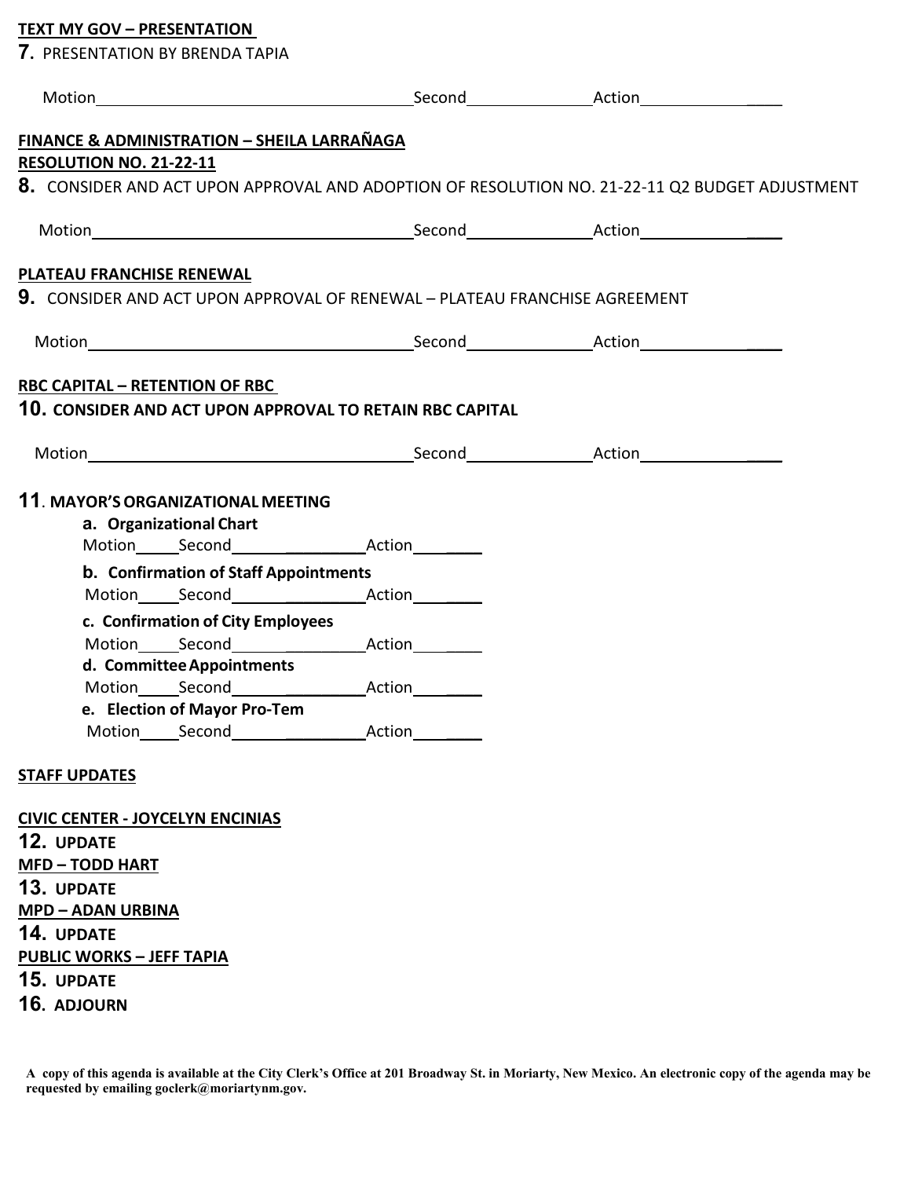**TEXT MY GOV – PRESENTATION**

**7.** PRESENTATION BY BRENDA TAPIA

Motion\_\_\_\_\_\_\_\_\_\_\_\_\_\_\_\_\_\_\_\_\_\_\_\_\_\_\_\_\_\_\_\_\_\_\_\_Second\_\_\_\_\_\_\_\_\_\_\_\_\_\_Action\_\_\_\_\_\_\_\_\_\_\_\_\_\_\_\_

**FINANCE & ADMINISTRATION – SHEILA LARRAÑAGA**

**RESOLUTION NO. 21-22-11**

**8.** CONSIDER AND ACT UPON APPROVAL AND ADOPTION OF RESOLUTION NO. 21-22-11 Q2 BUDGET ADJUSTMENT

Motion\_\_\_\_\_\_\_\_\_\_\_\_\_\_\_\_\_\_\_\_\_\_\_\_\_\_\_\_\_\_\_\_\_\_\_\_Second\_\_\_\_\_\_\_\_\_\_\_\_\_\_Action\_\_\_\_\_\_\_\_\_\_\_\_\_\_\_\_

**PLATEAU FRANCHISE RENEWAL**

**9.** CONSIDER AND ACT UPON APPROVAL OF RENEWAL – PLATEAU FRANCHISE AGREEMENT

Motion\_\_\_\_\_\_\_\_\_\_\_\_\_\_\_\_\_\_\_\_\_\_\_\_\_\_\_\_\_\_\_\_\_\_\_\_Second\_\_\_\_\_\_\_\_\_\_\_\_\_\_Action\_\_\_\_\_\_\_\_\_\_\_\_\_\_\_\_

**RBC CAPITAL – RETENTION OF RBC**

**10. CONSIDER AND ACT UPON APPROVAL TO RETAIN RBC CAPITAL**

Motion\_\_\_\_\_\_\_\_\_\_\_\_\_\_\_\_\_\_\_\_\_\_\_\_\_\_\_\_\_\_\_\_\_\_\_\_Second\_\_\_\_\_\_\_\_\_\_\_\_\_\_Action\_\_\_\_\_\_\_\_\_\_\_\_\_\_\_\_

**11. MAYOR'S ORGANIZATIONAL MEETING**

**a. Organizational Chart**
Motion\_\_\_\_\_Second\_\_\_\_\_\_\_\_\_\_\_\_\_\_\_\_Action\_\_\_\_\_\_\_

**b. Confirmation of Staff Appointments**
Motion\_\_\_\_\_Second\_\_\_\_\_\_\_\_\_\_\_\_\_\_\_\_Action\_\_\_\_\_\_\_

**c. Confirmation of City Employees**
Motion\_\_\_\_\_Second\_\_\_\_\_\_\_\_\_\_\_\_\_\_\_\_Action\_\_\_\_\_\_\_

**d. Committee Appointments**
Motion\_\_\_\_\_Second\_\_\_\_\_\_\_\_\_\_\_\_\_\_\_\_Action\_\_\_\_\_\_\_

**e. Election of Mayor Pro-Tem**
Motion\_\_\_\_\_Second\_\_\_\_\_\_\_\_\_\_\_\_\_\_\_\_Action\_\_\_\_\_\_\_

**STAFF UPDATES**

**CIVIC CENTER - JOYCELYN ENCINIAS**

**12. UPDATE**

**MFD – TODD HART**

**13. UPDATE**

**MPD – ADAN URBINA**

**14. UPDATE**

**PUBLIC WORKS – JEFF TAPIA**

**15. UPDATE**

**16. ADJOURN**

**A copy of this agenda is available at the City Clerk's Office at 201 Broadway St. in Moriarty, New Mexico. An electronic copy of the agenda may be requested by emailing goclerk@moriartynm.gov.**